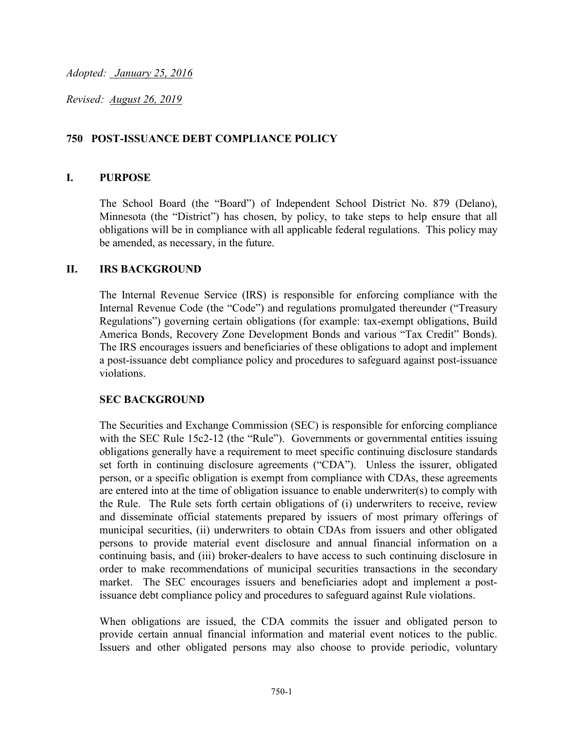*Adopted: January 25, 2016*

*Revised: August 26, 2019*

# 750 POST-ISSUANCE DEBT COMPLIANCE POLICY

## I. PURPOSE

The School Board (the "Board") of Independent School District No. 879 (Delano), Minnesota (the "District") has chosen, by policy, to take steps to help ensure that all obligations will be in compliance with all applicable federal regulations. This policy may be amended, as necessary, in the future.

## II. IRS BACKGROUND

The Internal Revenue Service (IRS) is responsible for enforcing compliance with the Internal Revenue Code (the "Code") and regulations promulgated thereunder ("Treasury Regulations") governing certain obligations (for example: tax-exempt obligations, Build America Bonds, Recovery Zone Development Bonds and various "Tax Credit" Bonds). The IRS encourages issuers and beneficiaries of these obligations to adopt and implement a post-issuance debt compliance policy and procedures to safeguard against post-issuance violations.

### SEC BACKGROUND

The Securities and Exchange Commission (SEC) is responsible for enforcing compliance with the SEC Rule 15c2-12 (the "Rule"). Governments or governmental entities issuing obligations generally have a requirement to meet specific continuing disclosure standards set forth in continuing disclosure agreements ("CDA"). Unless the issurer, obligated person, or a specific obligation is exempt from compliance with CDAs, these agreements are entered into at the time of obligation issuance to enable underwriter(s) to comply with the Rule. The Rule sets forth certain obligations of (i) underwriters to receive, review and disseminate official statements prepared by issuers of most primary offerings of municipal securities, (ii) underwriters to obtain CDAs from issuers and other obligated persons to provide material event disclosure and annual financial information on a continuing basis, and (iii) broker-dealers to have access to such continuing disclosure in order to make recommendations of municipal securities transactions in the secondary market. The SEC encourages issuers and beneficiaries adopt and implement a post-issuance debt compliance policy and procedures to safeguard against Rule violations.

When obligations are issued, the CDA commits the issuer and obligated person to provide certain annual financial information and material event notices to the public. Issuers and other obligated persons may also choose to provide periodic, voluntary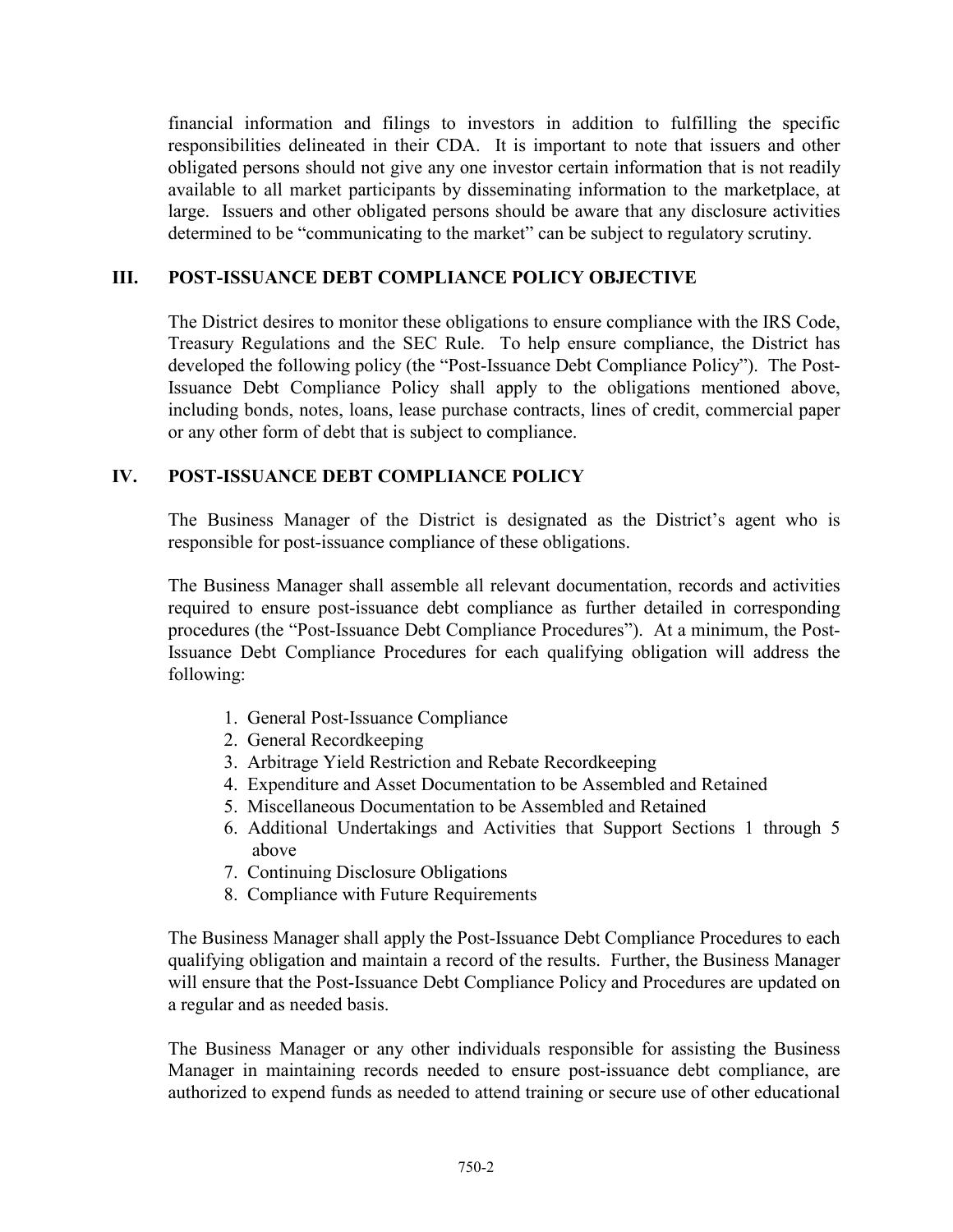financial information and filings to investors in addition to fulfilling the specific responsibilities delineated in their CDA. It is important to note that issuers and other obligated persons should not give any one investor certain information that is not readily available to all market participants by disseminating information to the marketplace, at large. Issuers and other obligated persons should be aware that any disclosure activities determined to be "communicating to the market" can be subject to regulatory scrutiny.

## III. POST-ISSUANCE DEBT COMPLIANCE POLICY OBJECTIVE

The District desires to monitor these obligations to ensure compliance with the IRS Code, Treasury Regulations and the SEC Rule. To help ensure compliance, the District has developed the following policy (the "Post-Issuance Debt Compliance Policy"). The Post-Issuance Debt Compliance Policy shall apply to the obligations mentioned above, including bonds, notes, loans, lease purchase contracts, lines of credit, commercial paper or any other form of debt that is subject to compliance.

## IV. POST-ISSUANCE DEBT COMPLIANCE POLICY

The Business Manager of the District is designated as the District's agent who is responsible for post-issuance compliance of these obligations.

The Business Manager shall assemble all relevant documentation, records and activities required to ensure post-issuance debt compliance as further detailed in corresponding procedures (the "Post-Issuance Debt Compliance Procedures"). At a minimum, the Post-Issuance Debt Compliance Procedures for each qualifying obligation will address the following:

1. General Post-Issuance Compliance
2. General Recordkeeping
3. Arbitrage Yield Restriction and Rebate Recordkeeping
4. Expenditure and Asset Documentation to be Assembled and Retained
5. Miscellaneous Documentation to be Assembled and Retained
6. Additional Undertakings and Activities that Support Sections 1 through 5 above
7. Continuing Disclosure Obligations
8. Compliance with Future Requirements

The Business Manager shall apply the Post-Issuance Debt Compliance Procedures to each qualifying obligation and maintain a record of the results. Further, the Business Manager will ensure that the Post-Issuance Debt Compliance Policy and Procedures are updated on a regular and as needed basis.

The Business Manager or any other individuals responsible for assisting the Business Manager in maintaining records needed to ensure post-issuance debt compliance, are authorized to expend funds as needed to attend training or secure use of other educational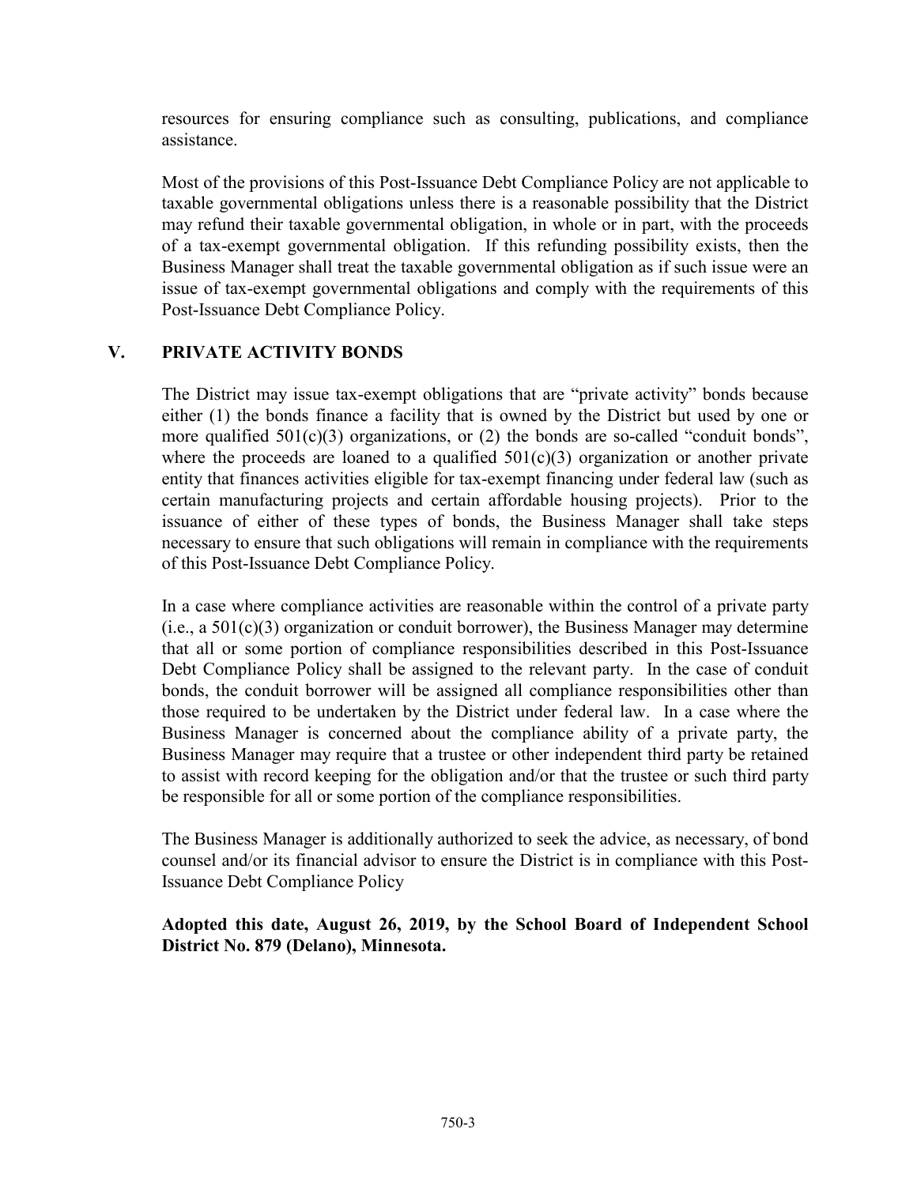resources for ensuring compliance such as consulting, publications, and compliance assistance.

Most of the provisions of this Post-Issuance Debt Compliance Policy are not applicable to taxable governmental obligations unless there is a reasonable possibility that the District may refund their taxable governmental obligation, in whole or in part, with the proceeds of a tax-exempt governmental obligation. If this refunding possibility exists, then the Business Manager shall treat the taxable governmental obligation as if such issue were an issue of tax-exempt governmental obligations and comply with the requirements of this Post-Issuance Debt Compliance Policy.

## V. PRIVATE ACTIVITY BONDS

The District may issue tax-exempt obligations that are "private activity" bonds because either (1) the bonds finance a facility that is owned by the District but used by one or more qualified 501(c)(3) organizations, or (2) the bonds are so-called "conduit bonds", where the proceeds are loaned to a qualified 501(c)(3) organization or another private entity that finances activities eligible for tax-exempt financing under federal law (such as certain manufacturing projects and certain affordable housing projects). Prior to the issuance of either of these types of bonds, the Business Manager shall take steps necessary to ensure that such obligations will remain in compliance with the requirements of this Post-Issuance Debt Compliance Policy.

In a case where compliance activities are reasonable within the control of a private party (i.e., a 501(c)(3) organization or conduit borrower), the Business Manager may determine that all or some portion of compliance responsibilities described in this Post-Issuance Debt Compliance Policy shall be assigned to the relevant party. In the case of conduit bonds, the conduit borrower will be assigned all compliance responsibilities other than those required to be undertaken by the District under federal law. In a case where the Business Manager is concerned about the compliance ability of a private party, the Business Manager may require that a trustee or other independent third party be retained to assist with record keeping for the obligation and/or that the trustee or such third party be responsible for all or some portion of the compliance responsibilities.

The Business Manager is additionally authorized to seek the advice, as necessary, of bond counsel and/or its financial advisor to ensure the District is in compliance with this Post-Issuance Debt Compliance Policy

**Adopted this date, August 26, 2019, by the School Board of Independent School District No. 879 (Delano), Minnesota.**